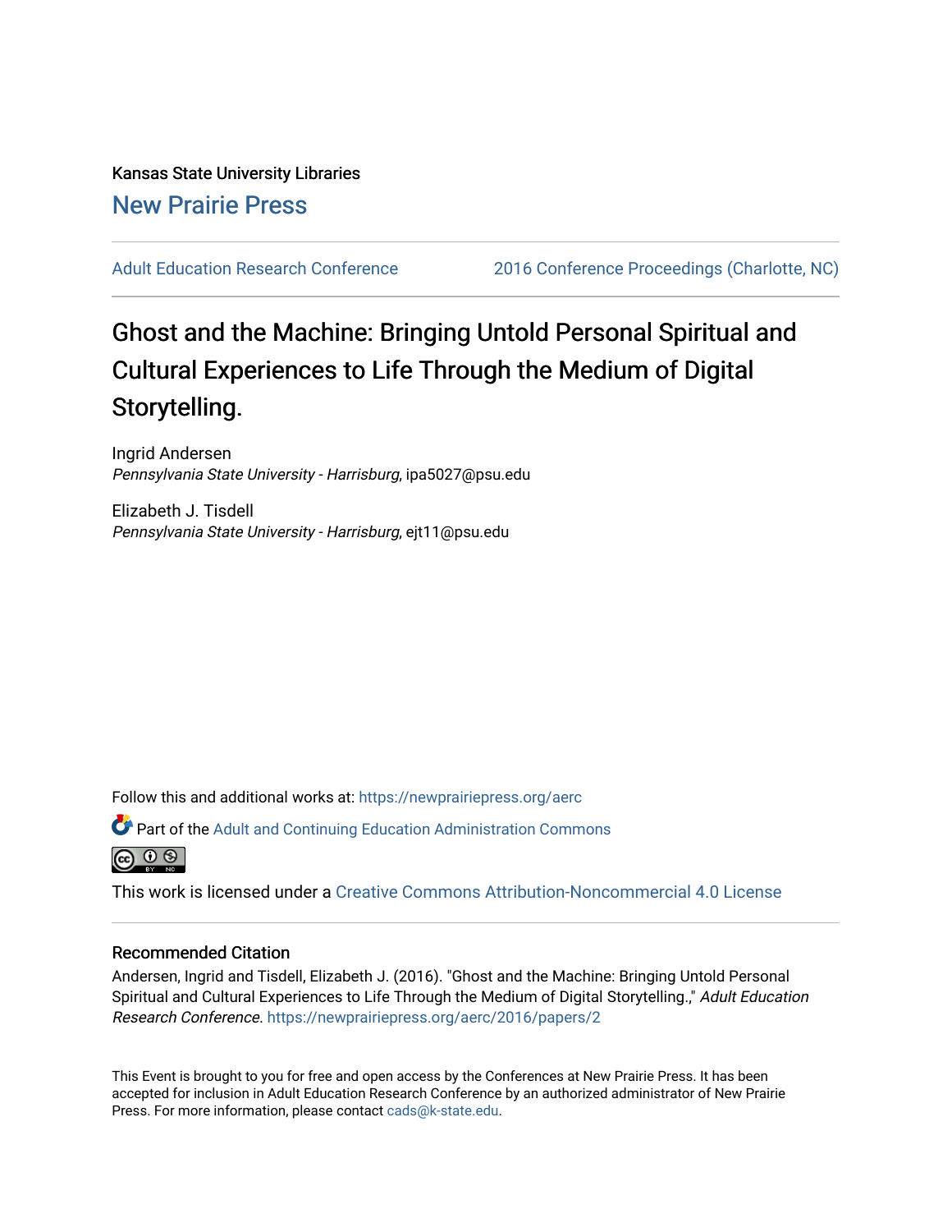Kansas State University Libraries

New Prairie Press

Adult Education Research Conference | 2016 Conference Proceedings (Charlotte, NC)

# Ghost and the Machine: Bringing Untold Personal Spiritual and Cultural Experiences to Life Through the Medium of Digital Storytelling.

Ingrid Andersen
*Pennsylvania State University - Harrisburg*, ipa5027@psu.edu

Elizabeth J. Tisdell
*Pennsylvania State University - Harrisburg*, ejt11@psu.edu

Follow this and additional works at: https://newprairiepress.org/aerc

Part of the Adult and Continuing Education Administration Commons

This work is licensed under a Creative Commons Attribution-Noncommercial 4.0 License

## Recommended Citation

Andersen, Ingrid and Tisdell, Elizabeth J. (2016). "Ghost and the Machine: Bringing Untold Personal Spiritual and Cultural Experiences to Life Through the Medium of Digital Storytelling.," *Adult Education Research Conference*. https://newprairiepress.org/aerc/2016/papers/2

This Event is brought to you for free and open access by the Conferences at New Prairie Press. It has been accepted for inclusion in Adult Education Research Conference by an authorized administrator of New Prairie Press. For more information, please contact cads@k-state.edu.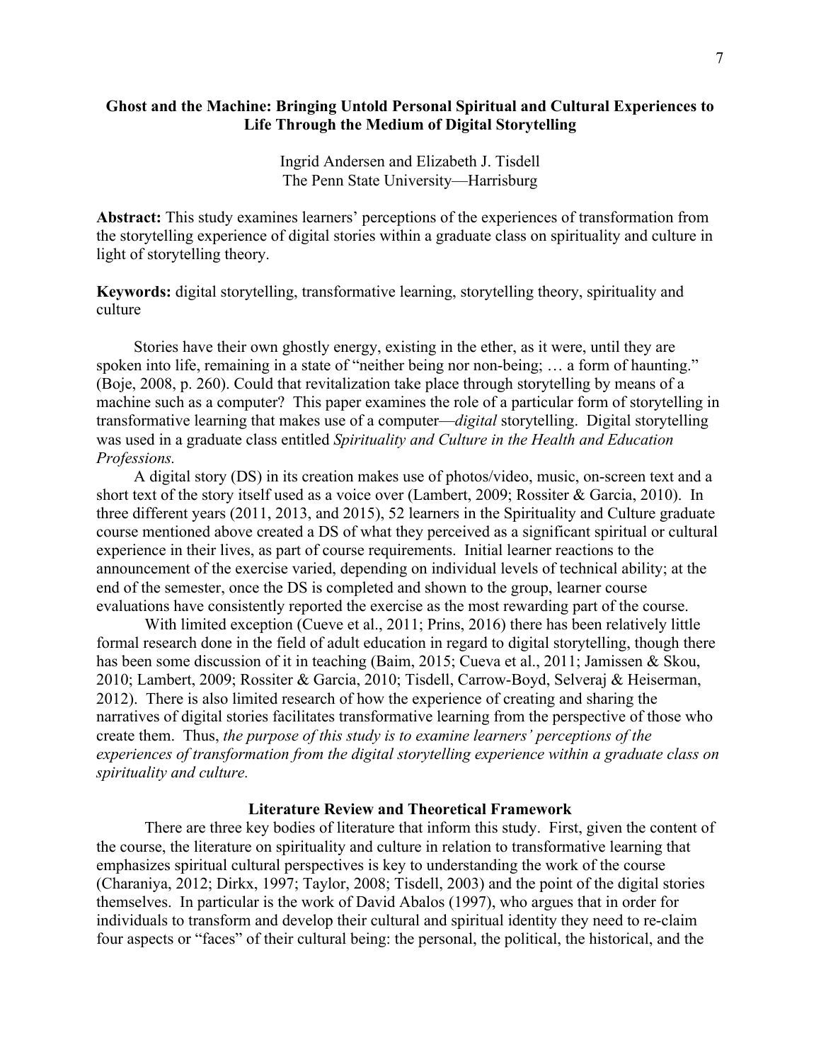## Ghost and the Machine: Bringing Untold Personal Spiritual and Cultural Experiences to Life Through the Medium of Digital Storytelling

Ingrid Andersen and Elizabeth J. Tisdell
The Penn State University—Harrisburg

**Abstract:** This study examines learners' perceptions of the experiences of transformation from the storytelling experience of digital stories within a graduate class on spirituality and culture in light of storytelling theory.

**Keywords:** digital storytelling, transformative learning, storytelling theory, spirituality and culture

Stories have their own ghostly energy, existing in the ether, as it were, until they are spoken into life, remaining in a state of "neither being nor non-being; … a form of haunting." (Boje, 2008, p. 260). Could that revitalization take place through storytelling by means of a machine such as a computer? This paper examines the role of a particular form of storytelling in transformative learning that makes use of a computer—*digital* storytelling. Digital storytelling was used in a graduate class entitled *Spirituality and Culture in the Health and Education Professions.*

A digital story (DS) in its creation makes use of photos/video, music, on-screen text and a short text of the story itself used as a voice over (Lambert, 2009; Rossiter & Garcia, 2010). In three different years (2011, 2013, and 2015), 52 learners in the Spirituality and Culture graduate course mentioned above created a DS of what they perceived as a significant spiritual or cultural experience in their lives, as part of course requirements. Initial learner reactions to the announcement of the exercise varied, depending on individual levels of technical ability; at the end of the semester, once the DS is completed and shown to the group, learner course evaluations have consistently reported the exercise as the most rewarding part of the course.

With limited exception (Cueve et al., 2011; Prins, 2016) there has been relatively little formal research done in the field of adult education in regard to digital storytelling, though there has been some discussion of it in teaching (Baim, 2015; Cueva et al., 2011; Jamissen & Skou, 2010; Lambert, 2009; Rossiter & Garcia, 2010; Tisdell, Carrow-Boyd, Selveraj & Heiserman, 2012). There is also limited research of how the experience of creating and sharing the narratives of digital stories facilitates transformative learning from the perspective of those who create them. Thus, *the purpose of this study is to examine learners' perceptions of the experiences of transformation from the digital storytelling experience within a graduate class on spirituality and culture.*

### Literature Review and Theoretical Framework

There are three key bodies of literature that inform this study. First, given the content of the course, the literature on spirituality and culture in relation to transformative learning that emphasizes spiritual cultural perspectives is key to understanding the work of the course (Charaniya, 2012; Dirkx, 1997; Taylor, 2008; Tisdell, 2003) and the point of the digital stories themselves. In particular is the work of David Abalos (1997), who argues that in order for individuals to transform and develop their cultural and spiritual identity they need to re-claim four aspects or "faces" of their cultural being: the personal, the political, the historical, and the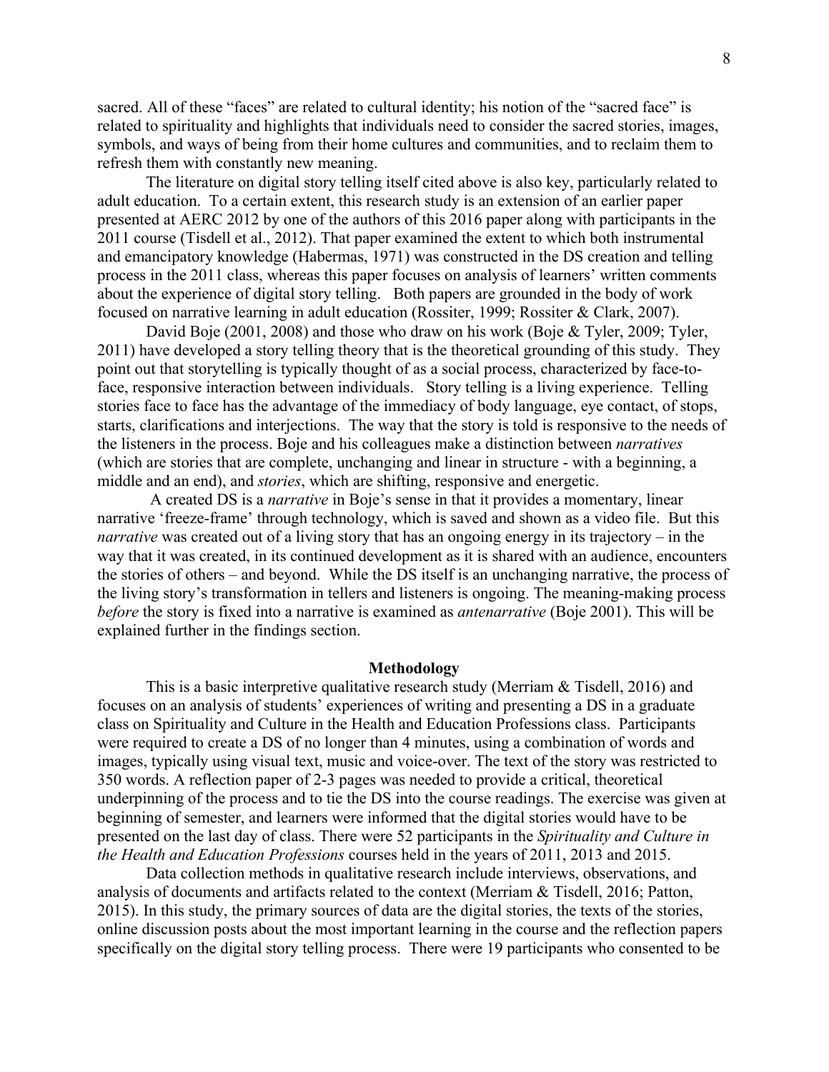sacred. All of these "faces" are related to cultural identity; his notion of the "sacred face" is related to spirituality and highlights that individuals need to consider the sacred stories, images, symbols, and ways of being from their home cultures and communities, and to reclaim them to refresh them with constantly new meaning.

The literature on digital story telling itself cited above is also key, particularly related to adult education. To a certain extent, this research study is an extension of an earlier paper presented at AERC 2012 by one of the authors of this 2016 paper along with participants in the 2011 course (Tisdell et al., 2012). That paper examined the extent to which both instrumental and emancipatory knowledge (Habermas, 1971) was constructed in the DS creation and telling process in the 2011 class, whereas this paper focuses on analysis of learners' written comments about the experience of digital story telling. Both papers are grounded in the body of work focused on narrative learning in adult education (Rossiter, 1999; Rossiter & Clark, 2007).

David Boje (2001, 2008) and those who draw on his work (Boje & Tyler, 2009; Tyler, 2011) have developed a story telling theory that is the theoretical grounding of this study. They point out that storytelling is typically thought of as a social process, characterized by face-to-face, responsive interaction between individuals. Story telling is a living experience. Telling stories face to face has the advantage of the immediacy of body language, eye contact, of stops, starts, clarifications and interjections. The way that the story is told is responsive to the needs of the listeners in the process. Boje and his colleagues make a distinction between *narratives* (which are stories that are complete, unchanging and linear in structure - with a beginning, a middle and an end), and *stories*, which are shifting, responsive and energetic.

A created DS is a *narrative* in Boje's sense in that it provides a momentary, linear narrative 'freeze-frame' through technology, which is saved and shown as a video file. But this *narrative* was created out of a living story that has an ongoing energy in its trajectory – in the way that it was created, in its continued development as it is shared with an audience, encounters the stories of others – and beyond. While the DS itself is an unchanging narrative, the process of the living story's transformation in tellers and listeners is ongoing. The meaning-making process *before* the story is fixed into a narrative is examined as *antenarrative* (Boje 2001). This will be explained further in the findings section.

## Methodology

This is a basic interpretive qualitative research study (Merriam & Tisdell, 2016) and focuses on an analysis of students' experiences of writing and presenting a DS in a graduate class on Spirituality and Culture in the Health and Education Professions class. Participants were required to create a DS of no longer than 4 minutes, using a combination of words and images, typically using visual text, music and voice-over. The text of the story was restricted to 350 words. A reflection paper of 2-3 pages was needed to provide a critical, theoretical underpinning of the process and to tie the DS into the course readings. The exercise was given at beginning of semester, and learners were informed that the digital stories would have to be presented on the last day of class. There were 52 participants in the *Spirituality and Culture in the Health and Education Professions* courses held in the years of 2011, 2013 and 2015.

Data collection methods in qualitative research include interviews, observations, and analysis of documents and artifacts related to the context (Merriam & Tisdell, 2016; Patton, 2015). In this study, the primary sources of data are the digital stories, the texts of the stories, online discussion posts about the most important learning in the course and the reflection papers specifically on the digital story telling process. There were 19 participants who consented to be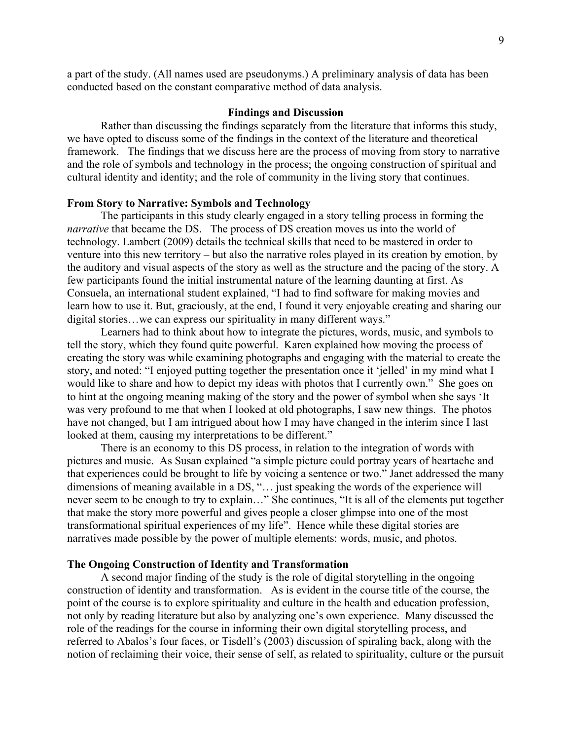a part of the study. (All names used are pseudonyms.) A preliminary analysis of data has been conducted based on the constant comparative method of data analysis.

## Findings and Discussion

Rather than discussing the findings separately from the literature that informs this study, we have opted to discuss some of the findings in the context of the literature and theoretical framework. The findings that we discuss here are the process of moving from story to narrative and the role of symbols and technology in the process; the ongoing construction of spiritual and cultural identity and identity; and the role of community in the living story that continues.

### From Story to Narrative: Symbols and Technology

The participants in this study clearly engaged in a story telling process in forming the *narrative* that became the DS. The process of DS creation moves us into the world of technology. Lambert (2009) details the technical skills that need to be mastered in order to venture into this new territory – but also the narrative roles played in its creation by emotion, by the auditory and visual aspects of the story as well as the structure and the pacing of the story. A few participants found the initial instrumental nature of the learning daunting at first. As Consuela, an international student explained, "I had to find software for making movies and learn how to use it. But, graciously, at the end, I found it very enjoyable creating and sharing our digital stories…we can express our spirituality in many different ways."

Learners had to think about how to integrate the pictures, words, music, and symbols to tell the story, which they found quite powerful. Karen explained how moving the process of creating the story was while examining photographs and engaging with the material to create the story, and noted: "I enjoyed putting together the presentation once it 'jelled' in my mind what I would like to share and how to depict my ideas with photos that I currently own." She goes on to hint at the ongoing meaning making of the story and the power of symbol when she says 'It was very profound to me that when I looked at old photographs, I saw new things. The photos have not changed, but I am intrigued about how I may have changed in the interim since I last looked at them, causing my interpretations to be different."

There is an economy to this DS process, in relation to the integration of words with pictures and music. As Susan explained "a simple picture could portray years of heartache and that experiences could be brought to life by voicing a sentence or two." Janet addressed the many dimensions of meaning available in a DS, "… just speaking the words of the experience will never seem to be enough to try to explain…" She continues, "It is all of the elements put together that make the story more powerful and gives people a closer glimpse into one of the most transformational spiritual experiences of my life". Hence while these digital stories are narratives made possible by the power of multiple elements: words, music, and photos.

### The Ongoing Construction of Identity and Transformation

A second major finding of the study is the role of digital storytelling in the ongoing construction of identity and transformation. As is evident in the course title of the course, the point of the course is to explore spirituality and culture in the health and education profession, not only by reading literature but also by analyzing one's own experience. Many discussed the role of the readings for the course in informing their own digital storytelling process, and referred to Abalos's four faces, or Tisdell's (2003) discussion of spiraling back, along with the notion of reclaiming their voice, their sense of self, as related to spirituality, culture or the pursuit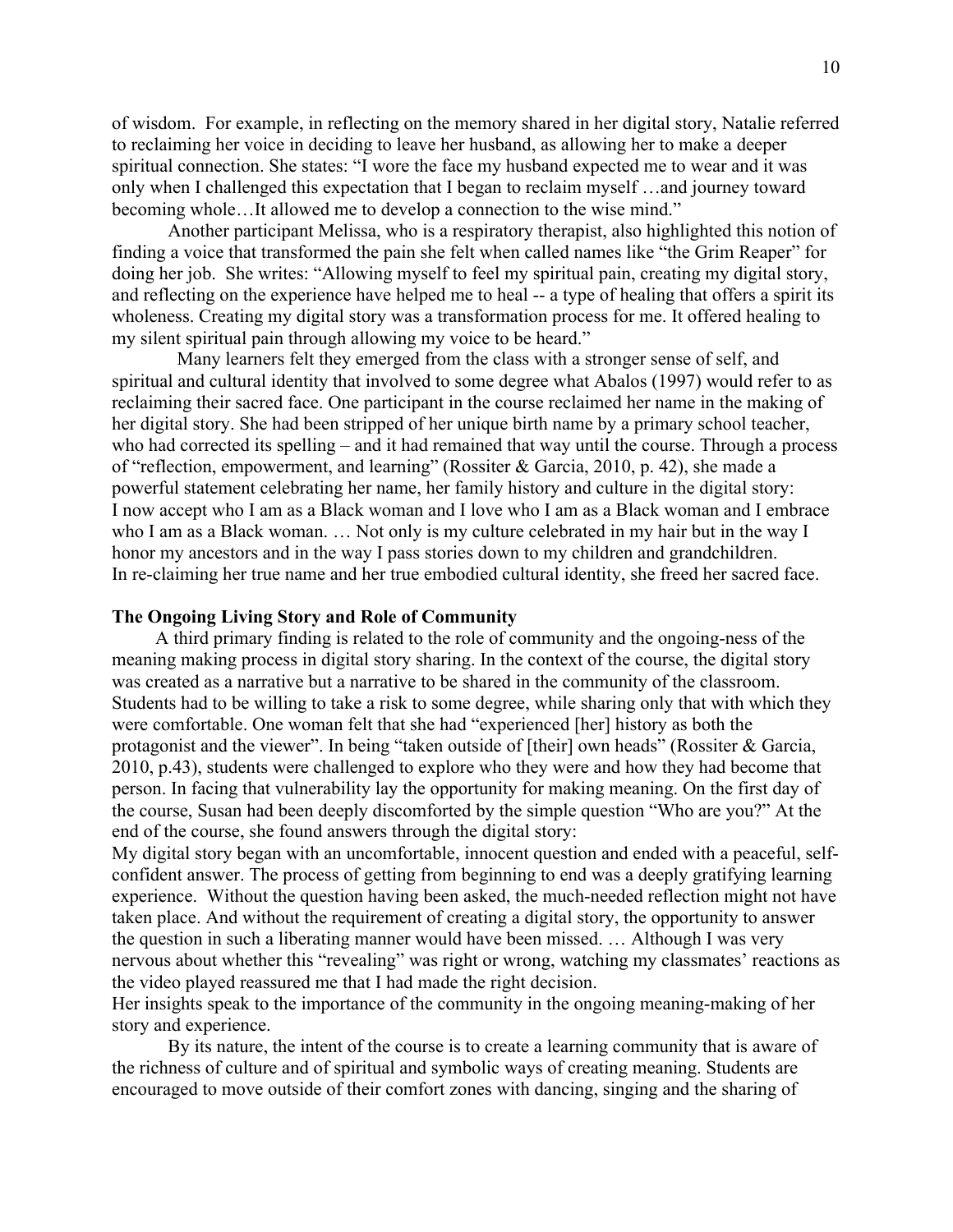of wisdom. For example, in reflecting on the memory shared in her digital story, Natalie referred to reclaiming her voice in deciding to leave her husband, as allowing her to make a deeper spiritual connection. She states: "I wore the face my husband expected me to wear and it was only when I challenged this expectation that I began to reclaim myself …and journey toward becoming whole…It allowed me to develop a connection to the wise mind."

Another participant Melissa, who is a respiratory therapist, also highlighted this notion of finding a voice that transformed the pain she felt when called names like "the Grim Reaper" for doing her job. She writes: "Allowing myself to feel my spiritual pain, creating my digital story, and reflecting on the experience have helped me to heal -- a type of healing that offers a spirit its wholeness. Creating my digital story was a transformation process for me. It offered healing to my silent spiritual pain through allowing my voice to be heard."

Many learners felt they emerged from the class with a stronger sense of self, and spiritual and cultural identity that involved to some degree what Abalos (1997) would refer to as reclaiming their sacred face. One participant in the course reclaimed her name in the making of her digital story. She had been stripped of her unique birth name by a primary school teacher, who had corrected its spelling – and it had remained that way until the course. Through a process of "reflection, empowerment, and learning" (Rossiter & Garcia, 2010, p. 42), she made a powerful statement celebrating her name, her family history and culture in the digital story:

I now accept who I am as a Black woman and I love who I am as a Black woman and I embrace who I am as a Black woman. … Not only is my culture celebrated in my hair but in the way I honor my ancestors and in the way I pass stories down to my children and grandchildren.

In re-claiming her true name and her true embodied cultural identity, she freed her sacred face.

**The Ongoing Living Story and Role of Community**

A third primary finding is related to the role of community and the ongoing-ness of the meaning making process in digital story sharing. In the context of the course, the digital story was created as a narrative but a narrative to be shared in the community of the classroom. Students had to be willing to take a risk to some degree, while sharing only that with which they were comfortable. One woman felt that she had "experienced [her] history as both the protagonist and the viewer". In being "taken outside of [their] own heads" (Rossiter & Garcia, 2010, p.43), students were challenged to explore who they were and how they had become that person. In facing that vulnerability lay the opportunity for making meaning. On the first day of the course, Susan had been deeply discomforted by the simple question "Who are you?" At the end of the course, she found answers through the digital story:

My digital story began with an uncomfortable, innocent question and ended with a peaceful, self-confident answer. The process of getting from beginning to end was a deeply gratifying learning experience. Without the question having been asked, the much-needed reflection might not have taken place. And without the requirement of creating a digital story, the opportunity to answer the question in such a liberating manner would have been missed. … Although I was very nervous about whether this "revealing" was right or wrong, watching my classmates' reactions as the video played reassured me that I had made the right decision.

Her insights speak to the importance of the community in the ongoing meaning-making of her story and experience.

By its nature, the intent of the course is to create a learning community that is aware of the richness of culture and of spiritual and symbolic ways of creating meaning. Students are encouraged to move outside of their comfort zones with dancing, singing and the sharing of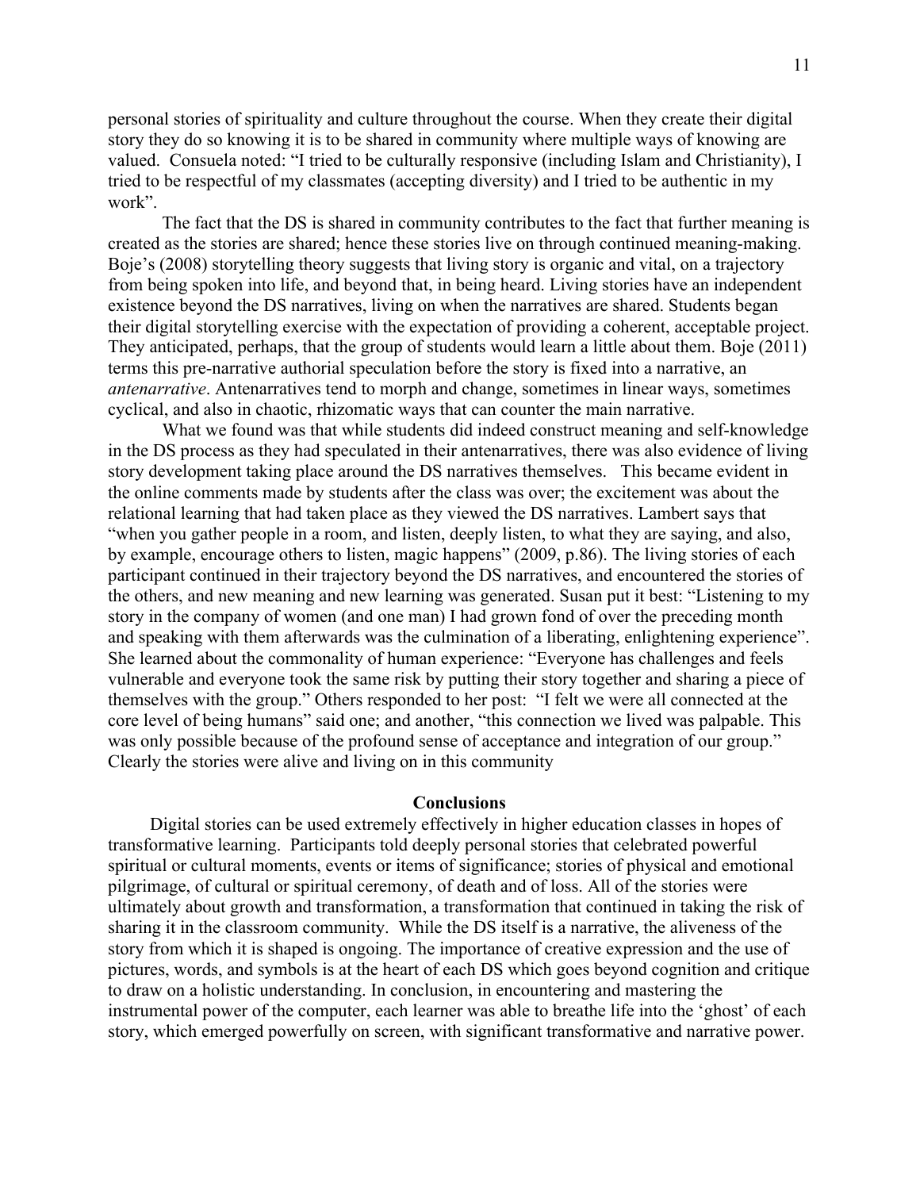personal stories of spirituality and culture throughout the course. When they create their digital story they do so knowing it is to be shared in community where multiple ways of knowing are valued. Consuela noted: "I tried to be culturally responsive (including Islam and Christianity), I tried to be respectful of my classmates (accepting diversity) and I tried to be authentic in my work".

The fact that the DS is shared in community contributes to the fact that further meaning is created as the stories are shared; hence these stories live on through continued meaning-making. Boje's (2008) storytelling theory suggests that living story is organic and vital, on a trajectory from being spoken into life, and beyond that, in being heard. Living stories have an independent existence beyond the DS narratives, living on when the narratives are shared. Students began their digital storytelling exercise with the expectation of providing a coherent, acceptable project. They anticipated, perhaps, that the group of students would learn a little about them. Boje (2011) terms this pre-narrative authorial speculation before the story is fixed into a narrative, an *antenarrative*. Antenarratives tend to morph and change, sometimes in linear ways, sometimes cyclical, and also in chaotic, rhizomatic ways that can counter the main narrative.

What we found was that while students did indeed construct meaning and self-knowledge in the DS process as they had speculated in their antenarratives, there was also evidence of living story development taking place around the DS narratives themselves. This became evident in the online comments made by students after the class was over; the excitement was about the relational learning that had taken place as they viewed the DS narratives. Lambert says that "when you gather people in a room, and listen, deeply listen, to what they are saying, and also, by example, encourage others to listen, magic happens" (2009, p.86). The living stories of each participant continued in their trajectory beyond the DS narratives, and encountered the stories of the others, and new meaning and new learning was generated. Susan put it best: "Listening to my story in the company of women (and one man) I had grown fond of over the preceding month and speaking with them afterwards was the culmination of a liberating, enlightening experience". She learned about the commonality of human experience: "Everyone has challenges and feels vulnerable and everyone took the same risk by putting their story together and sharing a piece of themselves with the group." Others responded to her post: "I felt we were all connected at the core level of being humans" said one; and another, "this connection we lived was palpable. This was only possible because of the profound sense of acceptance and integration of our group." Clearly the stories were alive and living on in this community

## Conclusions

Digital stories can be used extremely effectively in higher education classes in hopes of transformative learning. Participants told deeply personal stories that celebrated powerful spiritual or cultural moments, events or items of significance; stories of physical and emotional pilgrimage, of cultural or spiritual ceremony, of death and of loss. All of the stories were ultimately about growth and transformation, a transformation that continued in taking the risk of sharing it in the classroom community. While the DS itself is a narrative, the aliveness of the story from which it is shaped is ongoing. The importance of creative expression and the use of pictures, words, and symbols is at the heart of each DS which goes beyond cognition and critique to draw on a holistic understanding. In conclusion, in encountering and mastering the instrumental power of the computer, each learner was able to breathe life into the 'ghost' of each story, which emerged powerfully on screen, with significant transformative and narrative power.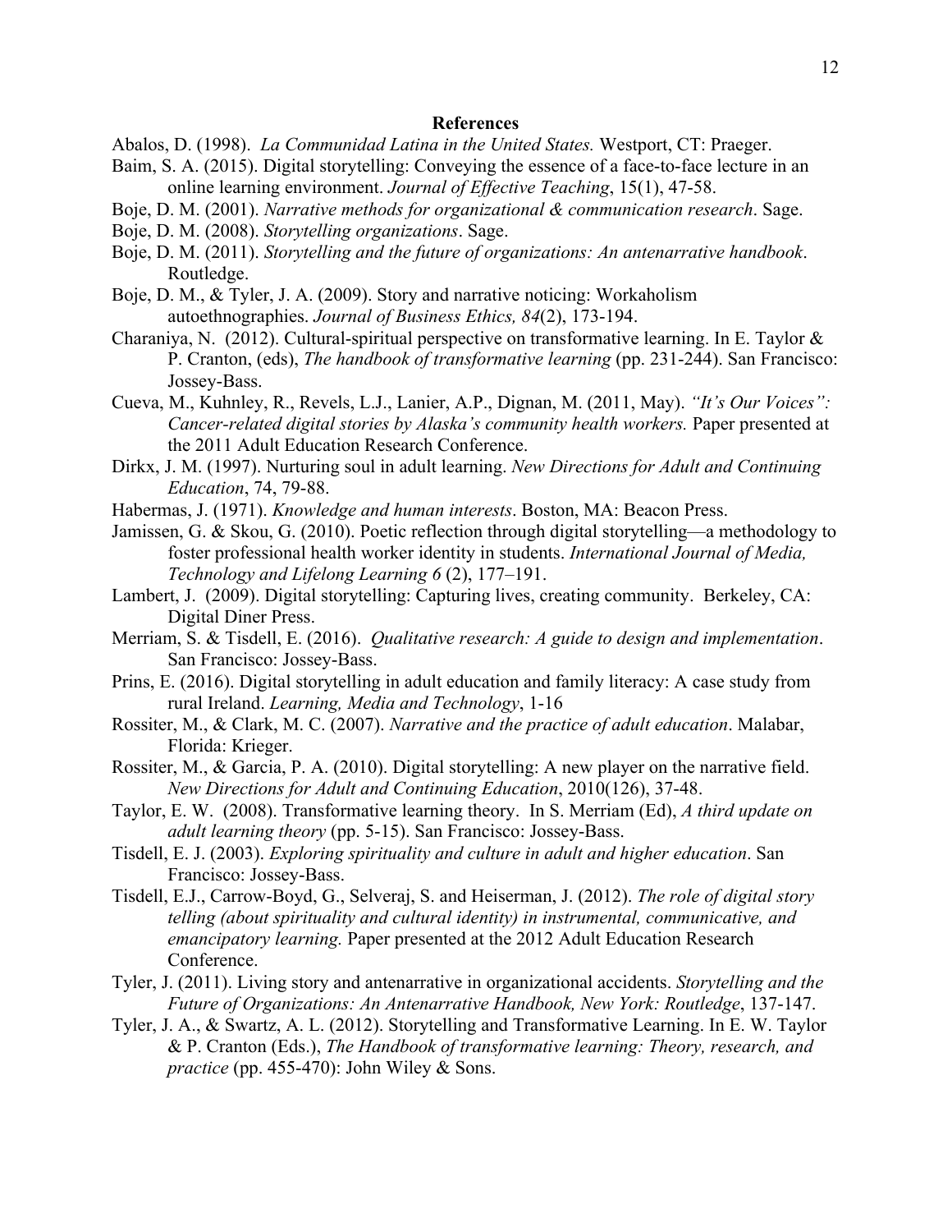## References

Abalos, D. (1998). *La Communidad Latina in the United States.* Westport, CT: Praeger.

Baim, S. A. (2015). Digital storytelling: Conveying the essence of a face-to-face lecture in an online learning environment. *Journal of Effective Teaching*, 15(1), 47-58.

Boje, D. M. (2001). *Narrative methods for organizational & communication research*. Sage.

Boje, D. M. (2008). *Storytelling organizations*. Sage.

Boje, D. M. (2011). *Storytelling and the future of organizations: An antenarrative handbook*. Routledge.

Boje, D. M., & Tyler, J. A. (2009). Story and narrative noticing: Workaholism autoethnographies. *Journal of Business Ethics, 84*(2), 173-194.

Charaniya, N. (2012). Cultural-spiritual perspective on transformative learning. In E. Taylor & P. Cranton, (eds), *The handbook of transformative learning* (pp. 231-244). San Francisco: Jossey-Bass.

Cueva, M., Kuhnley, R., Revels, L.J., Lanier, A.P., Dignan, M. (2011, May). *"It's Our Voices": Cancer-related digital stories by Alaska's community health workers.* Paper presented at the 2011 Adult Education Research Conference.

Dirkx, J. M. (1997). Nurturing soul in adult learning. *New Directions for Adult and Continuing Education*, 74, 79-88.

Habermas, J. (1971). *Knowledge and human interests*. Boston, MA: Beacon Press.

Jamissen, G. & Skou, G. (2010). Poetic reflection through digital storytelling—a methodology to foster professional health worker identity in students. *International Journal of Media, Technology and Lifelong Learning 6* (2), 177–191.

Lambert, J. (2009). Digital storytelling: Capturing lives, creating community. Berkeley, CA: Digital Diner Press.

Merriam, S. & Tisdell, E. (2016). *Qualitative research: A guide to design and implementation*. San Francisco: Jossey-Bass.

Prins, E. (2016). Digital storytelling in adult education and family literacy: A case study from rural Ireland. *Learning, Media and Technology*, 1-16

Rossiter, M., & Clark, M. C. (2007). *Narrative and the practice of adult education*. Malabar, Florida: Krieger.

Rossiter, M., & Garcia, P. A. (2010). Digital storytelling: A new player on the narrative field. *New Directions for Adult and Continuing Education*, 2010(126), 37-48.

Taylor, E. W. (2008). Transformative learning theory. In S. Merriam (Ed), *A third update on adult learning theory* (pp. 5-15). San Francisco: Jossey-Bass.

Tisdell, E. J. (2003). *Exploring spirituality and culture in adult and higher education*. San Francisco: Jossey-Bass.

Tisdell, E.J., Carrow-Boyd, G., Selveraj, S. and Heiserman, J. (2012). *The role of digital story telling (about spirituality and cultural identity) in instrumental, communicative, and emancipatory learning.* Paper presented at the 2012 Adult Education Research Conference.

Tyler, J. (2011). Living story and antenarrative in organizational accidents. *Storytelling and the Future of Organizations: An Antenarrative Handbook, New York: Routledge*, 137-147.

Tyler, J. A., & Swartz, A. L. (2012). Storytelling and Transformative Learning. In E. W. Taylor & P. Cranton (Eds.), *The Handbook of transformative learning: Theory, research, and practice* (pp. 455-470): John Wiley & Sons.